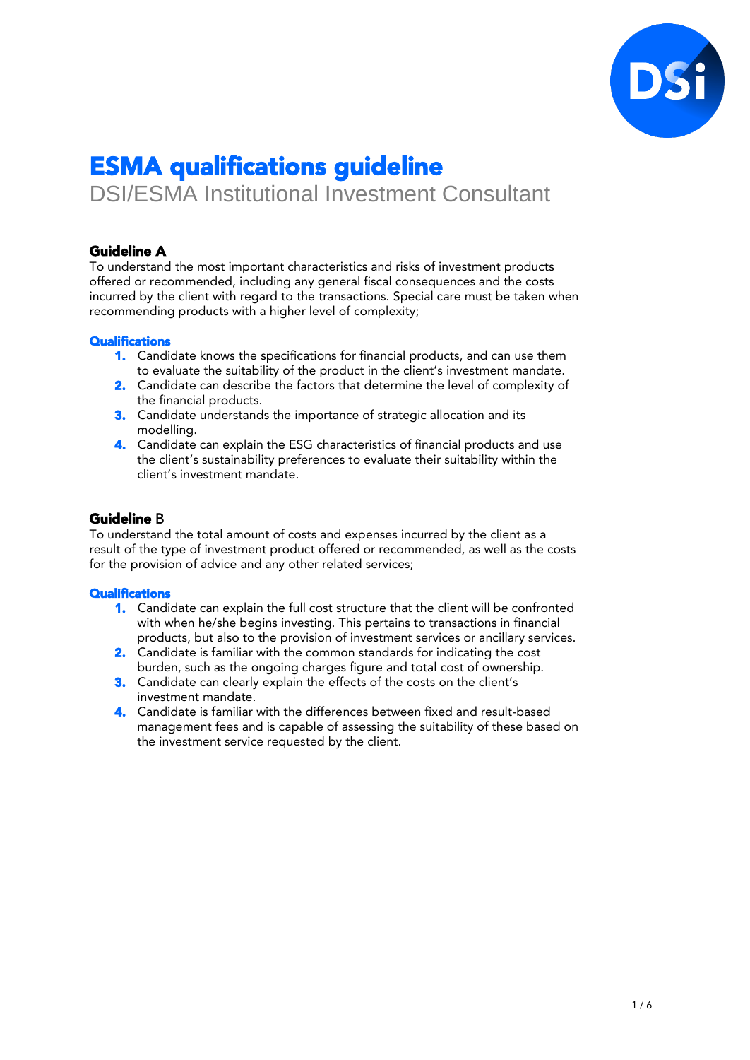# ESMA qualifications guideline

DSI/ESMA Institutional Investment Consultant

### Guideline A

To understand the most important characteristics and risks of investment products offered or recommended, including any general fiscal consequences and the costs incurred by the client with regard to the transactions. Special care must be taken when recommending products with a higher level of complexity;

**Qualifications**

1. Candidate knows the specifications for financial products, and can use them to evaluate the suitability of the product in the client's investment mandate.
2. Candidate can describe the factors that determine the level of complexity of the financial products.
3. Candidate understands the importance of strategic allocation and its modelling.
4. Candidate can explain the ESG characteristics of financial products and use the client's sustainability preferences to evaluate their suitability within the client's investment mandate.

### Guideline B

To understand the total amount of costs and expenses incurred by the client as a result of the type of investment product offered or recommended, as well as the costs for the provision of advice and any other related services;

**Qualifications**

1. Candidate can explain the full cost structure that the client will be confronted with when he/she begins investing. This pertains to transactions in financial products, but also to the provision of investment services or ancillary services.
2. Candidate is familiar with the common standards for indicating the cost burden, such as the ongoing charges figure and total cost of ownership.
3. Candidate can clearly explain the effects of the costs on the client's investment mandate.
4. Candidate is familiar with the differences between fixed and result-based management fees and is capable of assessing the suitability of these based on the investment service requested by the client.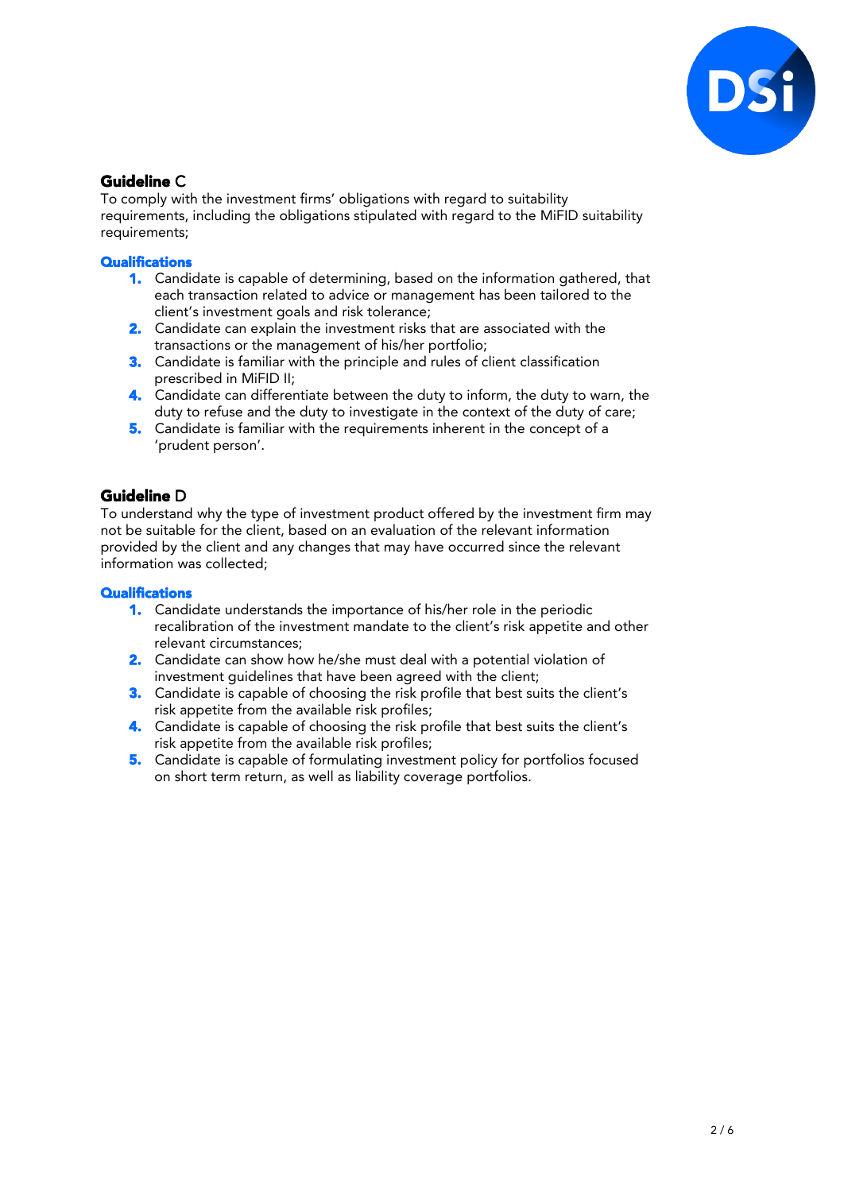## **Guideline** C

To comply with the investment firms' obligations with regard to suitability requirements, including the obligations stipulated with regard to the MiFID suitability requirements;

**Qualifications**

1. Candidate is capable of determining, based on the information gathered, that each transaction related to advice or management has been tailored to the client's investment goals and risk tolerance;
2. Candidate can explain the investment risks that are associated with the transactions or the management of his/her portfolio;
3. Candidate is familiar with the principle and rules of client classification prescribed in MiFID II;
4. Candidate can differentiate between the duty to inform, the duty to warn, the duty to refuse and the duty to investigate in the context of the duty of care;
5. Candidate is familiar with the requirements inherent in the concept of a 'prudent person'.

## **Guideline** D

To understand why the type of investment product offered by the investment firm may not be suitable for the client, based on an evaluation of the relevant information provided by the client and any changes that may have occurred since the relevant information was collected;

**Qualifications**

1. Candidate understands the importance of his/her role in the periodic recalibration of the investment mandate to the client's risk appetite and other relevant circumstances;
2. Candidate can show how he/she must deal with a potential violation of investment guidelines that have been agreed with the client;
3. Candidate is capable of choosing the risk profile that best suits the client's risk appetite from the available risk profiles;
4. Candidate is capable of choosing the risk profile that best suits the client's risk appetite from the available risk profiles;
5. Candidate is capable of formulating investment policy for portfolios focused on short term return, as well as liability coverage portfolios.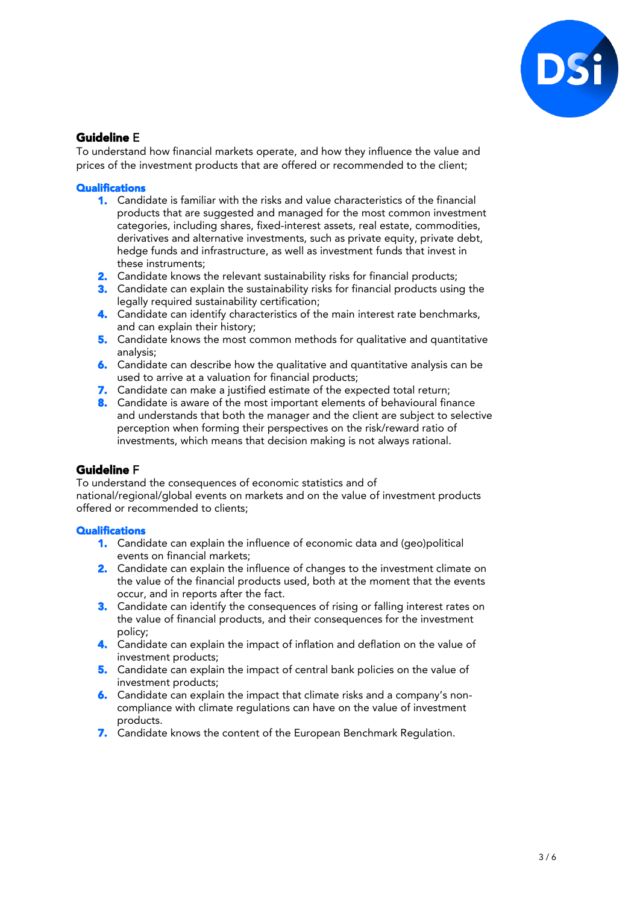## Guideline E

To understand how financial markets operate, and how they influence the value and prices of the investment products that are offered or recommended to the client;

### Qualifications

1. Candidate is familiar with the risks and value characteristics of the financial products that are suggested and managed for the most common investment categories, including shares, fixed-interest assets, real estate, commodities, derivatives and alternative investments, such as private equity, private debt, hedge funds and infrastructure, as well as investment funds that invest in these instruments;
2. Candidate knows the relevant sustainability risks for financial products;
3. Candidate can explain the sustainability risks for financial products using the legally required sustainability certification;
4. Candidate can identify characteristics of the main interest rate benchmarks, and can explain their history;
5. Candidate knows the most common methods for qualitative and quantitative analysis;
6. Candidate can describe how the qualitative and quantitative analysis can be used to arrive at a valuation for financial products;
7. Candidate can make a justified estimate of the expected total return;
8. Candidate is aware of the most important elements of behavioural finance and understands that both the manager and the client are subject to selective perception when forming their perspectives on the risk/reward ratio of investments, which means that decision making is not always rational.

## Guideline F

To understand the consequences of economic statistics and of national/regional/global events on markets and on the value of investment products offered or recommended to clients;

### Qualifications

1. Candidate can explain the influence of economic data and (geo)political events on financial markets;
2. Candidate can explain the influence of changes to the investment climate on the value of the financial products used, both at the moment that the events occur, and in reports after the fact.
3. Candidate can identify the consequences of rising or falling interest rates on the value of financial products, and their consequences for the investment policy;
4. Candidate can explain the impact of inflation and deflation on the value of investment products;
5. Candidate can explain the impact of central bank policies on the value of investment products;
6. Candidate can explain the impact that climate risks and a company's non-compliance with climate regulations can have on the value of investment products.
7. Candidate knows the content of the European Benchmark Regulation.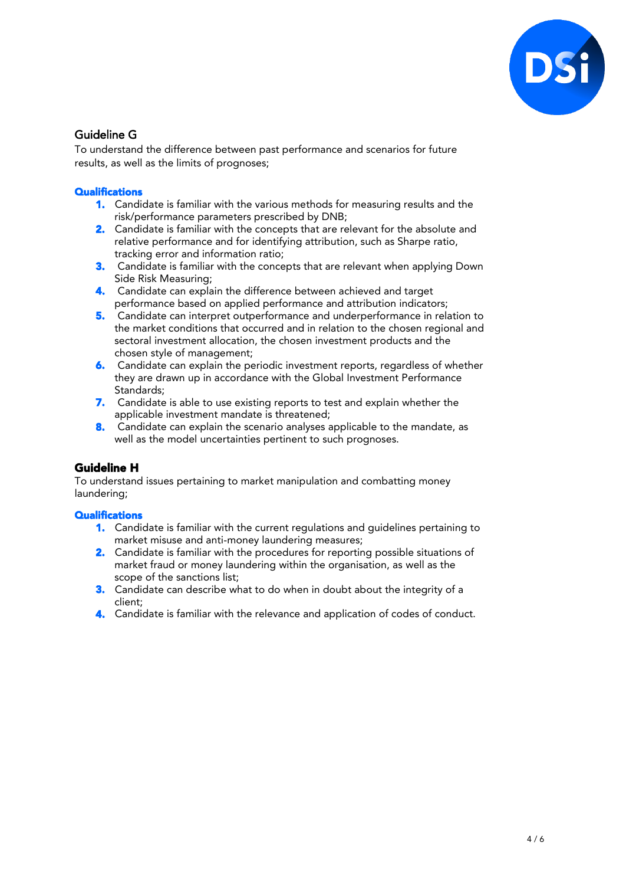## Guideline G

To understand the difference between past performance and scenarios for future results, as well as the limits of prognoses;

**Qualifications**

1. Candidate is familiar with the various methods for measuring results and the risk/performance parameters prescribed by DNB;
2. Candidate is familiar with the concepts that are relevant for the absolute and relative performance and for identifying attribution, such as Sharpe ratio, tracking error and information ratio;
3. Candidate is familiar with the concepts that are relevant when applying Down Side Risk Measuring;
4. Candidate can explain the difference between achieved and target performance based on applied performance and attribution indicators;
5. Candidate can interpret outperformance and underperformance in relation to the market conditions that occurred and in relation to the chosen regional and sectoral investment allocation, the chosen investment products and the chosen style of management;
6. Candidate can explain the periodic investment reports, regardless of whether they are drawn up in accordance with the Global Investment Performance Standards;
7. Candidate is able to use existing reports to test and explain whether the applicable investment mandate is threatened;
8. Candidate can explain the scenario analyses applicable to the mandate, as well as the model uncertainties pertinent to such prognoses.

## Guideline H

To understand issues pertaining to market manipulation and combatting money laundering;

**Qualifications**

1. Candidate is familiar with the current regulations and guidelines pertaining to market misuse and anti-money laundering measures;
2. Candidate is familiar with the procedures for reporting possible situations of market fraud or money laundering within the organisation, as well as the scope of the sanctions list;
3. Candidate can describe what to do when in doubt about the integrity of a client;
4. Candidate is familiar with the relevance and application of codes of conduct.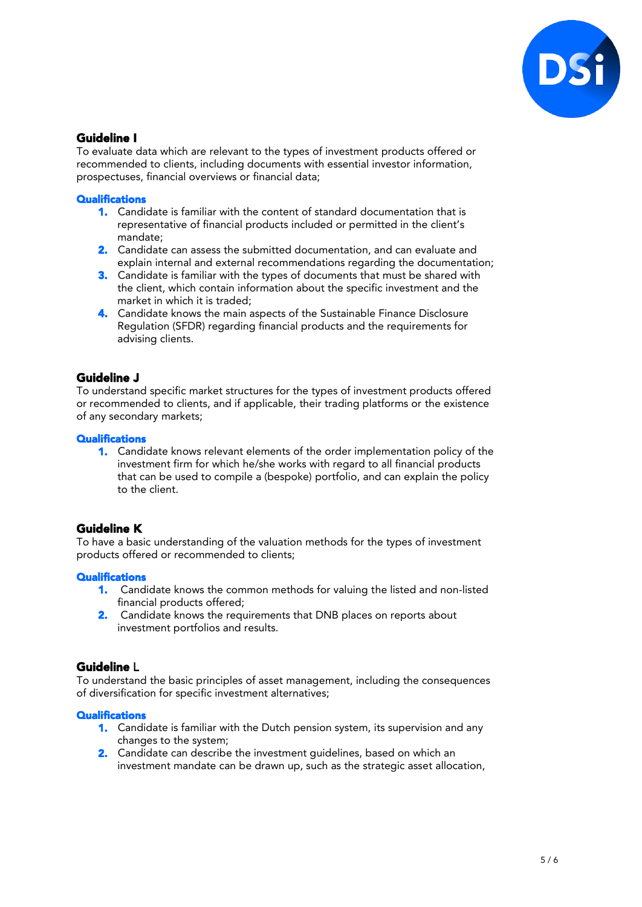## Guideline I

To evaluate data which are relevant to the types of investment products offered or recommended to clients, including documents with essential investor information, prospectuses, financial overviews or financial data;

### Qualifications

1. Candidate is familiar with the content of standard documentation that is representative of financial products included or permitted in the client's mandate;
2. Candidate can assess the submitted documentation, and can evaluate and explain internal and external recommendations regarding the documentation;
3. Candidate is familiar with the types of documents that must be shared with the client, which contain information about the specific investment and the market in which it is traded;
4. Candidate knows the main aspects of the Sustainable Finance Disclosure Regulation (SFDR) regarding financial products and the requirements for advising clients.

## Guideline J

To understand specific market structures for the types of investment products offered or recommended to clients, and if applicable, their trading platforms or the existence of any secondary markets;

### Qualifications

1. Candidate knows relevant elements of the order implementation policy of the investment firm for which he/she works with regard to all financial products that can be used to compile a (bespoke) portfolio, and can explain the policy to the client.

## Guideline K

To have a basic understanding of the valuation methods for the types of investment products offered or recommended to clients;

### Qualifications

1. Candidate knows the common methods for valuing the listed and non-listed financial products offered;
2. Candidate knows the requirements that DNB places on reports about investment portfolios and results.

## Guideline L

To understand the basic principles of asset management, including the consequences of diversification for specific investment alternatives;

### Qualifications

1. Candidate is familiar with the Dutch pension system, its supervision and any changes to the system;
2. Candidate can describe the investment guidelines, based on which an investment mandate can be drawn up, such as the strategic asset allocation,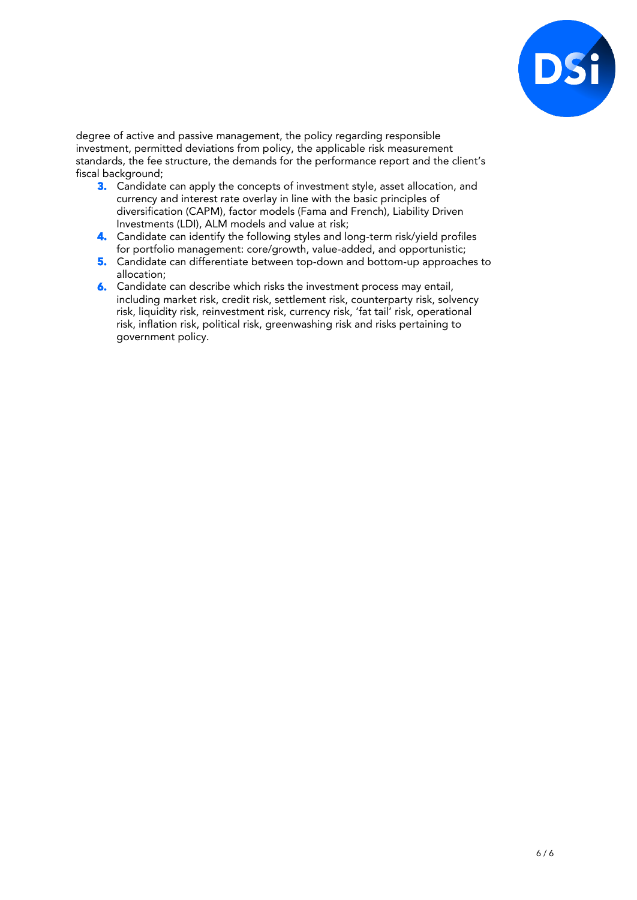degree of active and passive management, the policy regarding responsible investment, permitted deviations from policy, the applicable risk measurement standards, the fee structure, the demands for the performance report and the client's fiscal background;

3. Candidate can apply the concepts of investment style, asset allocation, and currency and interest rate overlay in line with the basic principles of diversification (CAPM), factor models (Fama and French), Liability Driven Investments (LDI), ALM models and value at risk;
4. Candidate can identify the following styles and long-term risk/yield profiles for portfolio management: core/growth, value-added, and opportunistic;
5. Candidate can differentiate between top-down and bottom-up approaches to allocation;
6. Candidate can describe which risks the investment process may entail, including market risk, credit risk, settlement risk, counterparty risk, solvency risk, liquidity risk, reinvestment risk, currency risk, 'fat tail' risk, operational risk, inflation risk, political risk, greenwashing risk and risks pertaining to government policy.